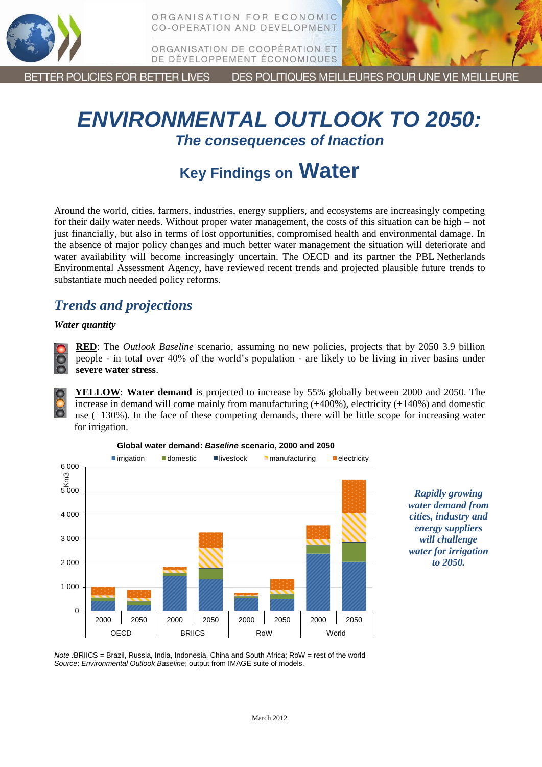ORGANISATION FOR ECONOMIC CO-OPERATION AND DEVELOPMENT

ORGANISATION DE COOPÉRATION ET DE DÉVELOPPEMENT ÉCONOMIQUES

BETTER POLICIES FOR BETTER LIVES    DES POLITIQUES MEILLEURES POUR UNE VIE MEILLEURE

# *ENVIRONMENTAL OUTLOOK TO 2050:*

### *The consequences of Inaction*

## Key Findings on Water

Around the world, cities, farmers, industries, energy suppliers, and ecosystems are increasingly competing for their daily water needs. Without proper water management, the costs of this situation can be high – not just financially, but also in terms of lost opportunities, compromised health and environmental damage. In the absence of major policy changes and much better water management the situation will deteriorate and water availability will become increasingly uncertain. The OECD and its partner the PBL Netherlands Environmental Assessment Agency, have reviewed recent trends and projected plausible future trends to substantiate much needed policy reforms.

## *Trends and projections*

***Water quantity***

**RED**: The *Outlook Baseline* scenario, assuming no new policies, projects that by 2050 3.9 billion people - in total over 40% of the world's population - are likely to be living in river basins under **severe water stress**.

**YELLOW**: **Water demand** is projected to increase by 55% globally between 2000 and 2050. The increase in demand will come mainly from manufacturing (+400%), electricity (+140%) and domestic use (+130%). In the face of these competing demands, there will be little scope for increasing water for irrigation.

**Global water demand: *Baseline* scenario, 2000 and 2050**

irrigation, domestic, livestock, manufacturing, electricity

Km3

6 000
5 000
4 000
3 000
2 000
1 000
0

2000, 2050 — OECD; 2000, 2050 — BRIICS; 2000, 2050 — RoW; 2000, 2050 — World

***Rapidly growing water demand from cities, industry and energy suppliers will challenge water for irrigation to 2050.***

*Note* :BRIICS = Brazil, Russia, India, Indonesia, China and South Africa; RoW = rest of the world
*Source*: *Environmental Outlook Baseline*; output from IMAGE suite of models.

March 2012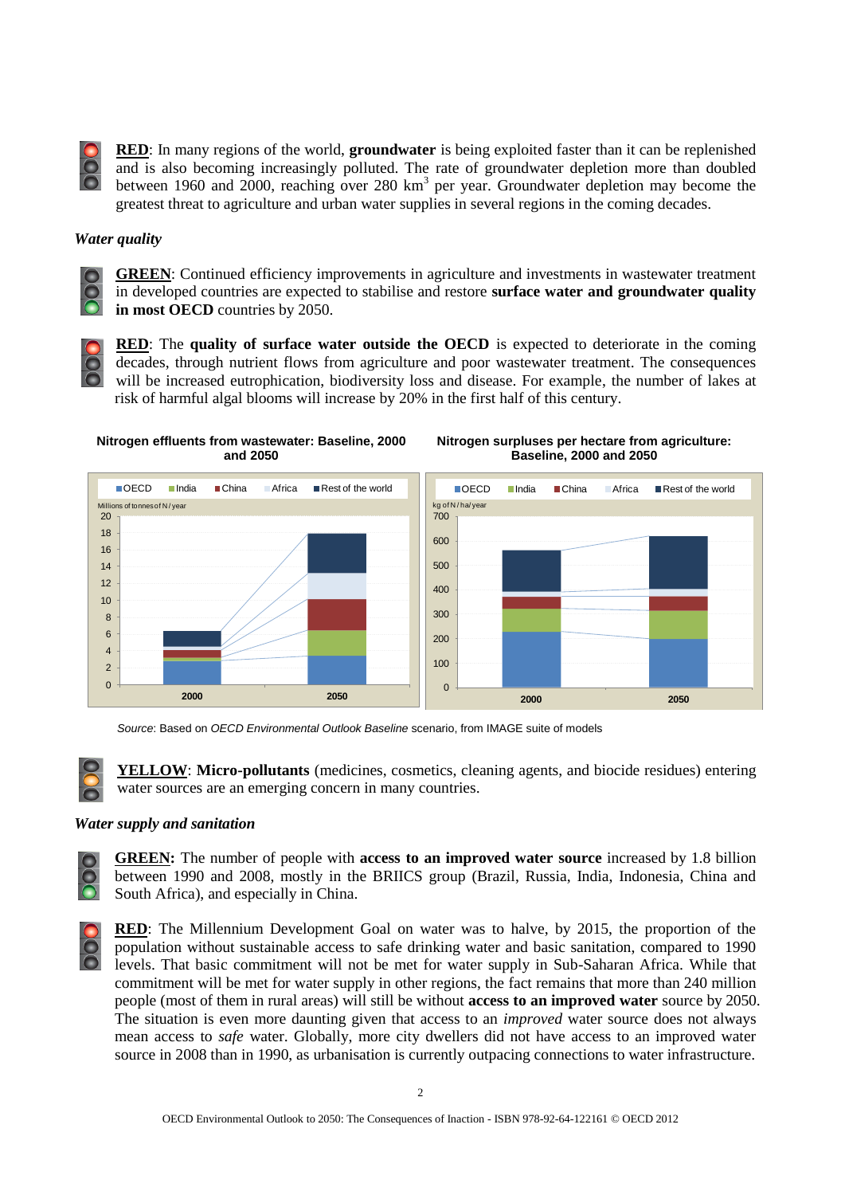**RED**: In many regions of the world, **groundwater** is being exploited faster than it can be replenished and is also becoming increasingly polluted. The rate of groundwater depletion more than doubled between 1960 and 2000, reaching over 280 $km^3$ per year. Groundwater depletion may become the greatest threat to agriculture and urban water supplies in several regions in the coming decades.

*Water quality*

**GREEN**: Continued efficiency improvements in agriculture and investments in wastewater treatment in developed countries are expected to stabilise and restore **surface water and groundwater quality in most OECD** countries by 2050.

**RED**: The **quality of surface water outside the OECD** is expected to deteriorate in the coming decades, through nutrient flows from agriculture and poor wastewater treatment. The consequences will be increased eutrophication, biodiversity loss and disease. For example, the number of lakes at risk of harmful algal blooms will increase by 20% in the first half of this century.

**Nitrogen effluents from wastewater: Baseline, 2000 and 2050**

OECD India China Africa Rest of the world

Millions of tonnes of N / year

20
18
16
14
12
10
8
6
4
2
0

2000 2050

**Nitrogen surpluses per hectare from agriculture: Baseline, 2000 and 2050**

OECD India China Africa Rest of the world

kg of N / ha/ year

700
600
500
400
300
200
100
0

2000 2050

*Source*: Based on *OECD Environmental Outlook Baseline* scenario, from IMAGE suite of models

**YELLOW**: **Micro-pollutants** (medicines, cosmetics, cleaning agents, and biocide residues) entering water sources are an emerging concern in many countries.

*Water supply and sanitation*

**GREEN:** The number of people with **access to an improved water source** increased by 1.8 billion between 1990 and 2008, mostly in the BRIICS group (Brazil, Russia, India, Indonesia, China and South Africa), and especially in China.

**RED**: The Millennium Development Goal on water was to halve, by 2015, the proportion of the population without sustainable access to safe drinking water and basic sanitation, compared to 1990 levels. That basic commitment will not be met for water supply in Sub-Saharan Africa. While that commitment will be met for water supply in other regions, the fact remains that more than 240 million people (most of them in rural areas) will still be without **access to an improved water** source by 2050. The situation is even more daunting given that access to an *improved* water source does not always mean access to *safe* water. Globally, more city dwellers did not have access to an improved water source in 2008 than in 1990, as urbanisation is currently outpacing connections to water infrastructure.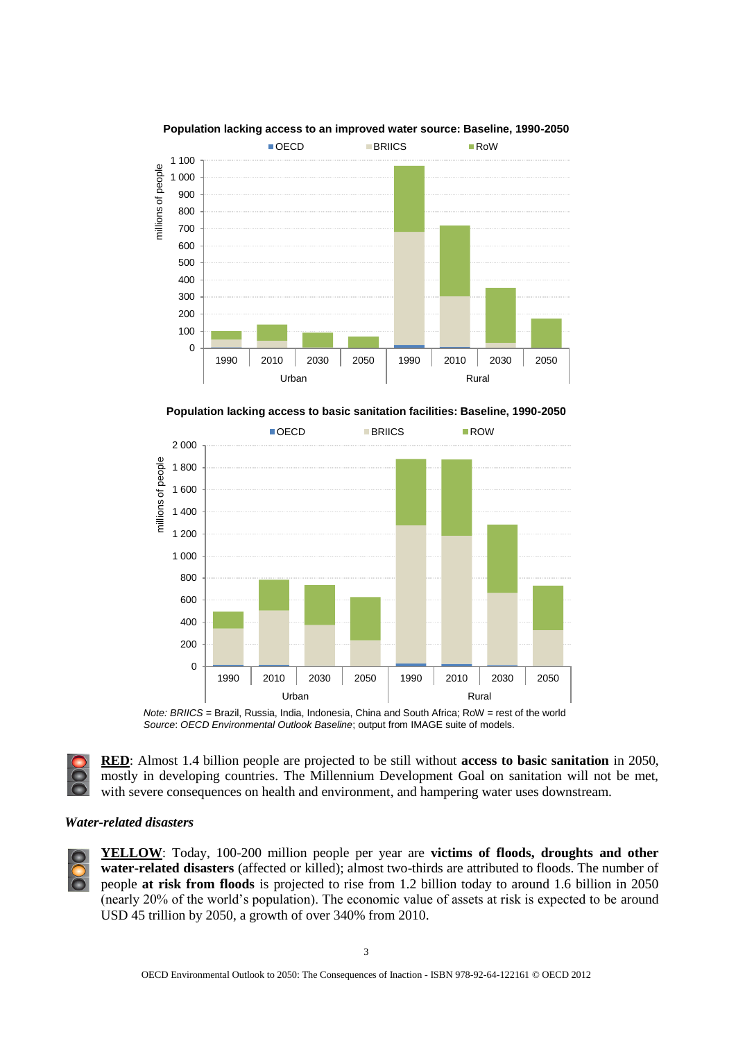**Population lacking access to an improved water source: Baseline, 1990-2050**

OECD BRIICS RoW

millions of people

1 100
1 000
900
800
700
600
500
400
300
200
100
0

1990 2010 2030 2050 1990 2010 2030 2050

Urban Rural

**Population lacking access to basic sanitation facilities: Baseline, 1990-2050**

OECD BRIICS ROW

millions of people

2 000
1 800
1 600
1 400
1 200
1 000
800
600
400
200
0

1990 2010 2030 2050 1990 2010 2030 2050

Urban Rural

*Note: BRIICS* = Brazil, Russia, India, Indonesia, China and South Africa; RoW = rest of the world
*Source*: *OECD Environmental Outlook Baseline*; output from IMAGE suite of models.

**RED**: Almost 1.4 billion people are projected to be still without **access to basic sanitation** in 2050, mostly in developing countries. The Millennium Development Goal on sanitation will not be met, with severe consequences on health and environment, and hampering water uses downstream.

### *Water-related disasters*

**YELLOW**: Today, 100-200 million people per year are **victims of floods, droughts and other water-related disasters** (affected or killed); almost two-thirds are attributed to floods. The number of people **at risk from floods** is projected to rise from 1.2 billion today to around 1.6 billion in 2050 (nearly 20% of the world's population). The economic value of assets at risk is expected to be around USD 45 trillion by 2050, a growth of over 340% from 2010.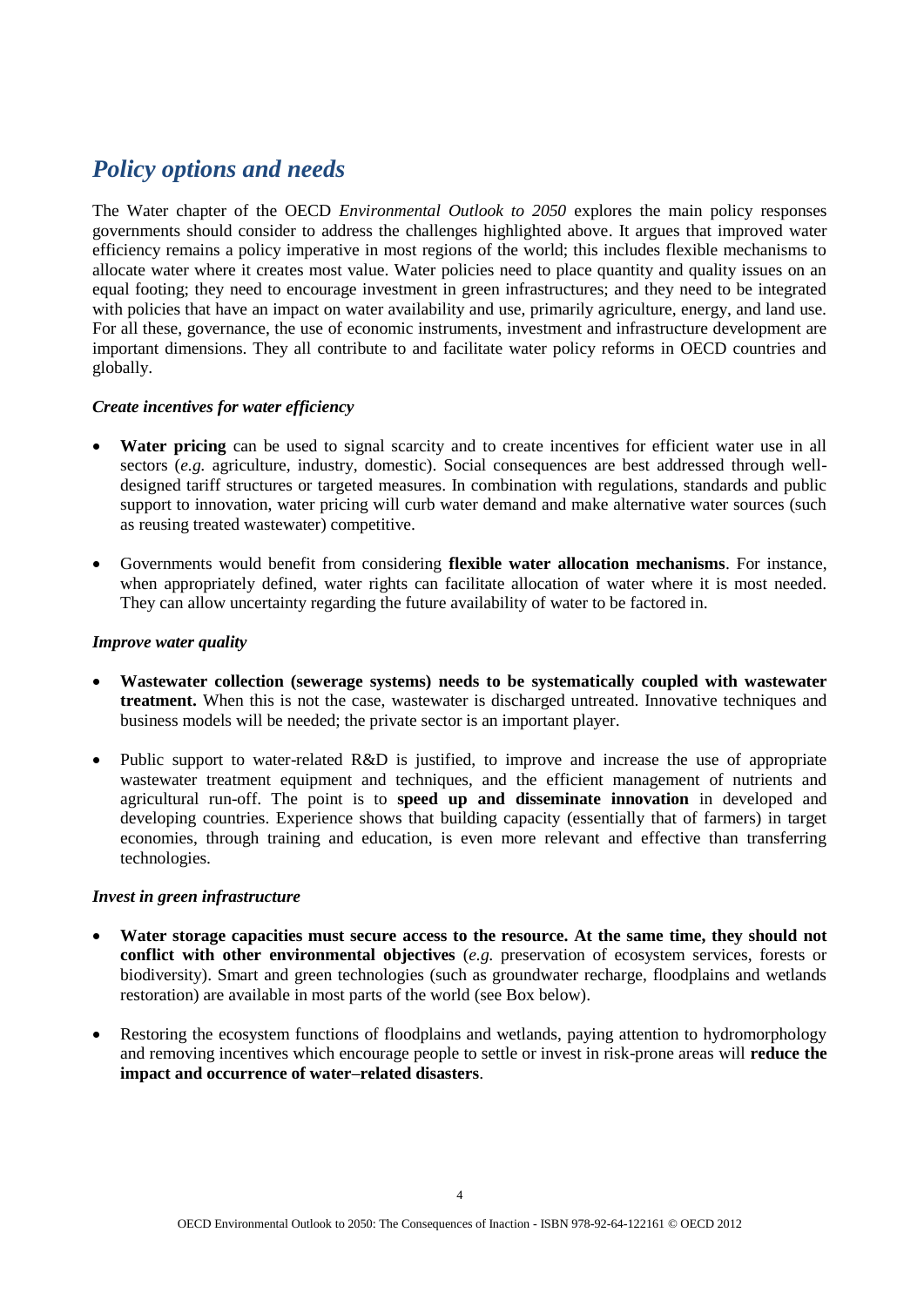## *Policy options and needs*

The Water chapter of the OECD *Environmental Outlook to 2050* explores the main policy responses governments should consider to address the challenges highlighted above. It argues that improved water efficiency remains a policy imperative in most regions of the world; this includes flexible mechanisms to allocate water where it creates most value. Water policies need to place quantity and quality issues on an equal footing; they need to encourage investment in green infrastructures; and they need to be integrated with policies that have an impact on water availability and use, primarily agriculture, energy, and land use. For all these, governance, the use of economic instruments, investment and infrastructure development are important dimensions. They all contribute to and facilitate water policy reforms in OECD countries and globally.

### *Create incentives for water efficiency*

- **Water pricing** can be used to signal scarcity and to create incentives for efficient water use in all sectors (*e.g.* agriculture, industry, domestic). Social consequences are best addressed through well-designed tariff structures or targeted measures. In combination with regulations, standards and public support to innovation, water pricing will curb water demand and make alternative water sources (such as reusing treated wastewater) competitive.
- Governments would benefit from considering **flexible water allocation mechanisms**. For instance, when appropriately defined, water rights can facilitate allocation of water where it is most needed. They can allow uncertainty regarding the future availability of water to be factored in.

### *Improve water quality*

- **Wastewater collection (sewerage systems) needs to be systematically coupled with wastewater treatment.** When this is not the case, wastewater is discharged untreated. Innovative techniques and business models will be needed; the private sector is an important player.
- Public support to water-related R&D is justified, to improve and increase the use of appropriate wastewater treatment equipment and techniques, and the efficient management of nutrients and agricultural run-off. The point is to **speed up and disseminate innovation** in developed and developing countries. Experience shows that building capacity (essentially that of farmers) in target economies, through training and education, is even more relevant and effective than transferring technologies.

### *Invest in green infrastructure*

- **Water storage capacities must secure access to the resource. At the same time, they should not conflict with other environmental objectives** (*e.g.* preservation of ecosystem services, forests or biodiversity). Smart and green technologies (such as groundwater recharge, floodplains and wetlands restoration) are available in most parts of the world (see Box below).
- Restoring the ecosystem functions of floodplains and wetlands, paying attention to hydromorphology and removing incentives which encourage people to settle or invest in risk-prone areas will **reduce the impact and occurrence of water–related disasters**.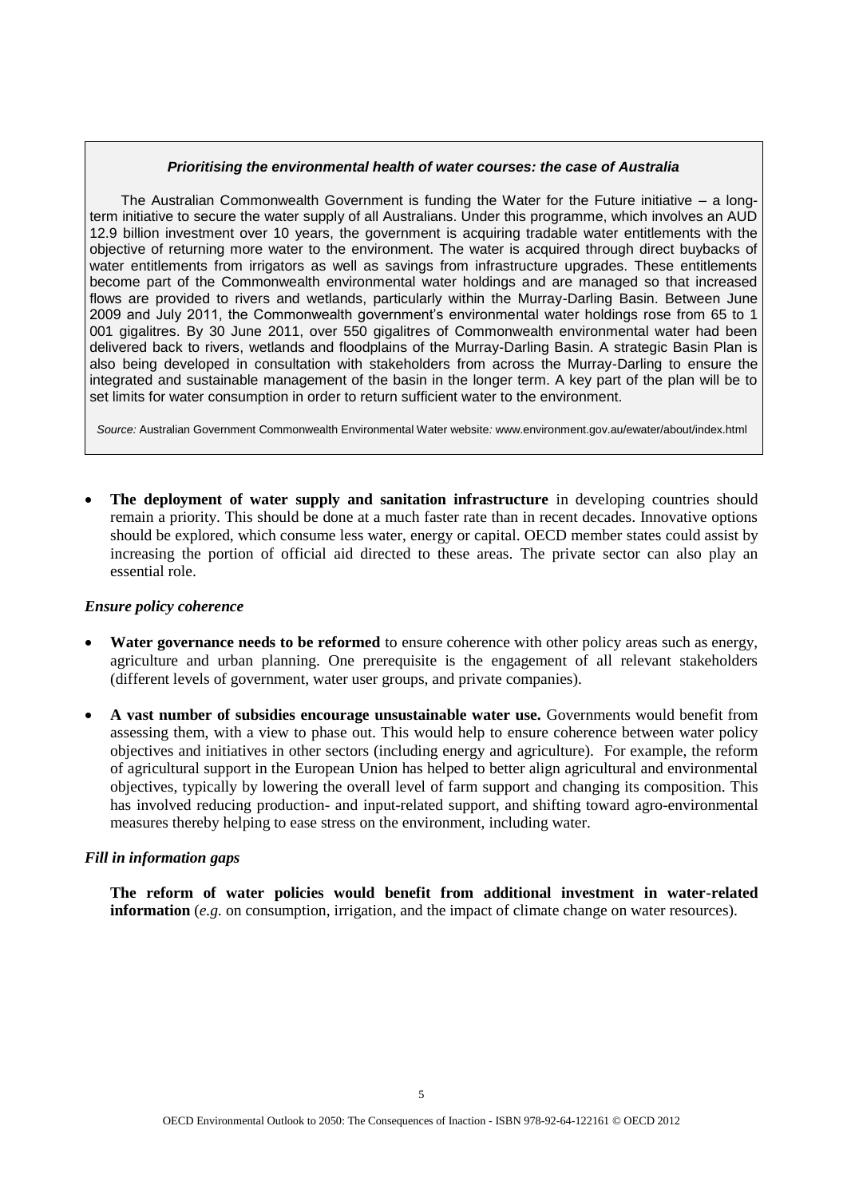***Prioritising the environmental health of water courses: the case of Australia***

The Australian Commonwealth Government is funding the Water for the Future initiative – a long-term initiative to secure the water supply of all Australians. Under this programme, which involves an AUD 12.9 billion investment over 10 years, the government is acquiring tradable water entitlements with the objective of returning more water to the environment. The water is acquired through direct buybacks of water entitlements from irrigators as well as savings from infrastructure upgrades. These entitlements become part of the Commonwealth environmental water holdings and are managed so that increased flows are provided to rivers and wetlands, particularly within the Murray-Darling Basin. Between June 2009 and July 2011, the Commonwealth government's environmental water holdings rose from 65 to 1 001 gigalitres. By 30 June 2011, over 550 gigalitres of Commonwealth environmental water had been delivered back to rivers, wetlands and floodplains of the Murray-Darling Basin. A strategic Basin Plan is also being developed in consultation with stakeholders from across the Murray-Darling to ensure the integrated and sustainable management of the basin in the longer term. A key part of the plan will be to set limits for water consumption in order to return sufficient water to the environment.

*Source:* Australian Government Commonwealth Environmental Water website*:* www.environment.gov.au/ewater/about/index.html

- **The deployment of water supply and sanitation infrastructure** in developing countries should remain a priority. This should be done at a much faster rate than in recent decades. Innovative options should be explored, which consume less water, energy or capital. OECD member states could assist by increasing the portion of official aid directed to these areas. The private sector can also play an essential role.

*Ensure policy coherence*

- **Water governance needs to be reformed** to ensure coherence with other policy areas such as energy, agriculture and urban planning. One prerequisite is the engagement of all relevant stakeholders (different levels of government, water user groups, and private companies).
- **A vast number of subsidies encourage unsustainable water use.** Governments would benefit from assessing them, with a view to phase out. This would help to ensure coherence between water policy objectives and initiatives in other sectors (including energy and agriculture). For example, the reform of agricultural support in the European Union has helped to better align agricultural and environmental objectives, typically by lowering the overall level of farm support and changing its composition. This has involved reducing production- and input-related support, and shifting toward agro-environmental measures thereby helping to ease stress on the environment, including water.

*Fill in information gaps*

**The reform of water policies would benefit from additional investment in water-related information** (*e.g.* on consumption, irrigation, and the impact of climate change on water resources).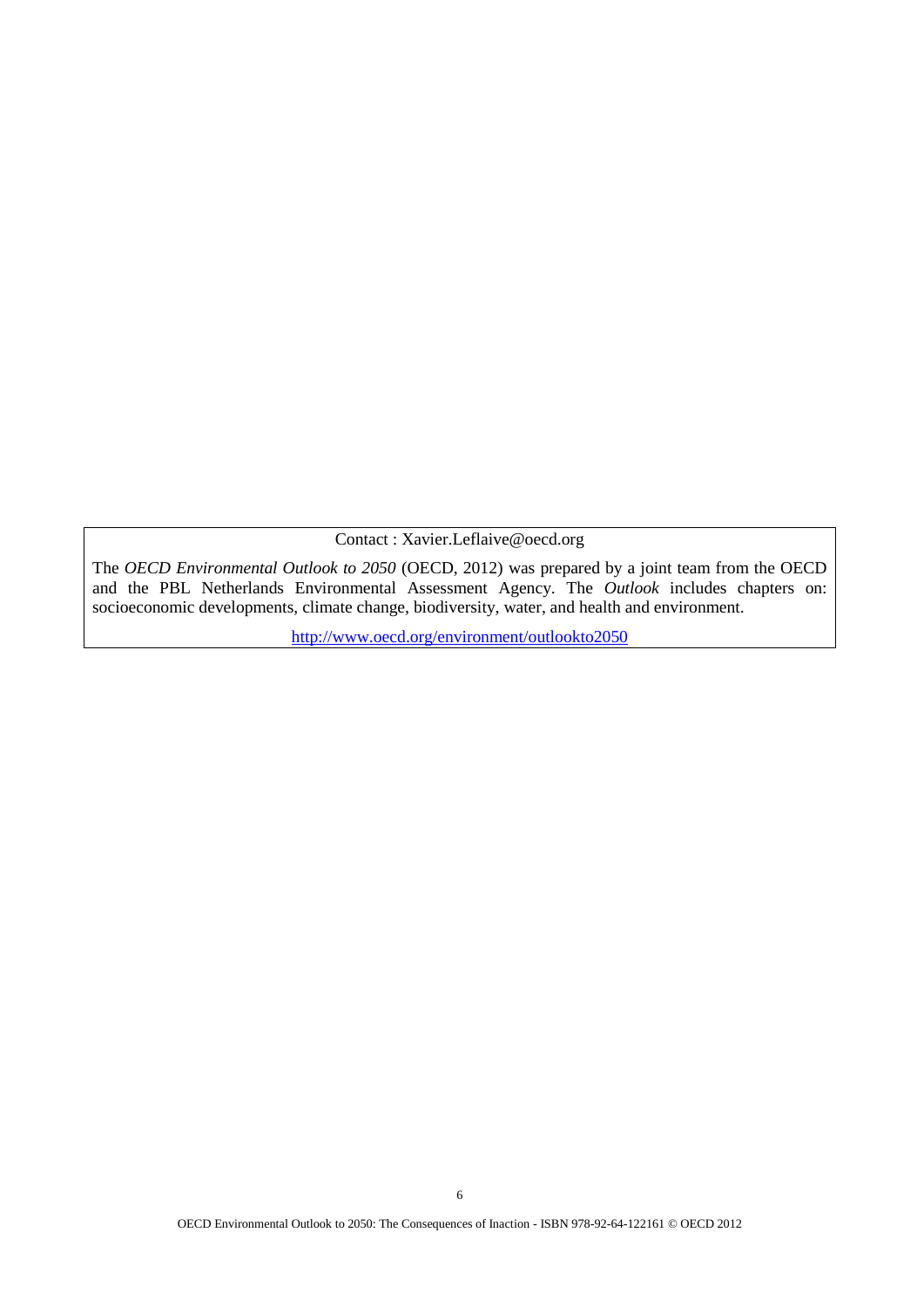Contact : Xavier.Leflaive@oecd.org

The *OECD Environmental Outlook to 2050* (OECD, 2012) was prepared by a joint team from the OECD and the PBL Netherlands Environmental Assessment Agency. The *Outlook* includes chapters on: socioeconomic developments, climate change, biodiversity, water, and health and environment.

http://www.oecd.org/environment/outlookto2050